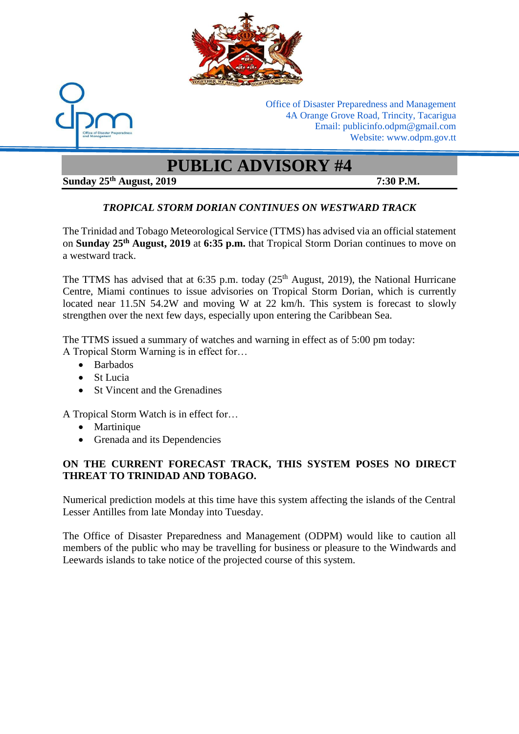Office of Disaster Preparedness and Management
4A Orange Grove Road, Trincity, Tacarigua
Email: publicinfo.odpm@gmail.com
Website: www.odpm.gov.tt

# PUBLIC ADVISORY #4

**Sunday 25th August, 2019** **7:30 P.M.**

***TROPICAL STORM DORIAN CONTINUES ON WESTWARD TRACK***

The Trinidad and Tobago Meteorological Service (TTMS) has advised via an official statement on **Sunday 25th August, 2019** at **6:35 p.m.** that Tropical Storm Dorian continues to move on a westward track.

The TTMS has advised that at 6:35 p.m. today (25th August, 2019), the National Hurricane Centre, Miami continues to issue advisories on Tropical Storm Dorian, which is currently located near 11.5N 54.2W and moving W at 22 km/h. This system is forecast to slowly strengthen over the next few days, especially upon entering the Caribbean Sea.

The TTMS issued a summary of watches and warning in effect as of 5:00 pm today:
A Tropical Storm Warning is in effect for…

- Barbados
- St Lucia
- St Vincent and the Grenadines

A Tropical Storm Watch is in effect for…

- Martinique
- Grenada and its Dependencies

**ON THE CURRENT FORECAST TRACK, THIS SYSTEM POSES NO DIRECT THREAT TO TRINIDAD AND TOBAGO.**

Numerical prediction models at this time have this system affecting the islands of the Central Lesser Antilles from late Monday into Tuesday.

The Office of Disaster Preparedness and Management (ODPM) would like to caution all members of the public who may be travelling for business or pleasure to the Windwards and Leewards islands to take notice of the projected course of this system.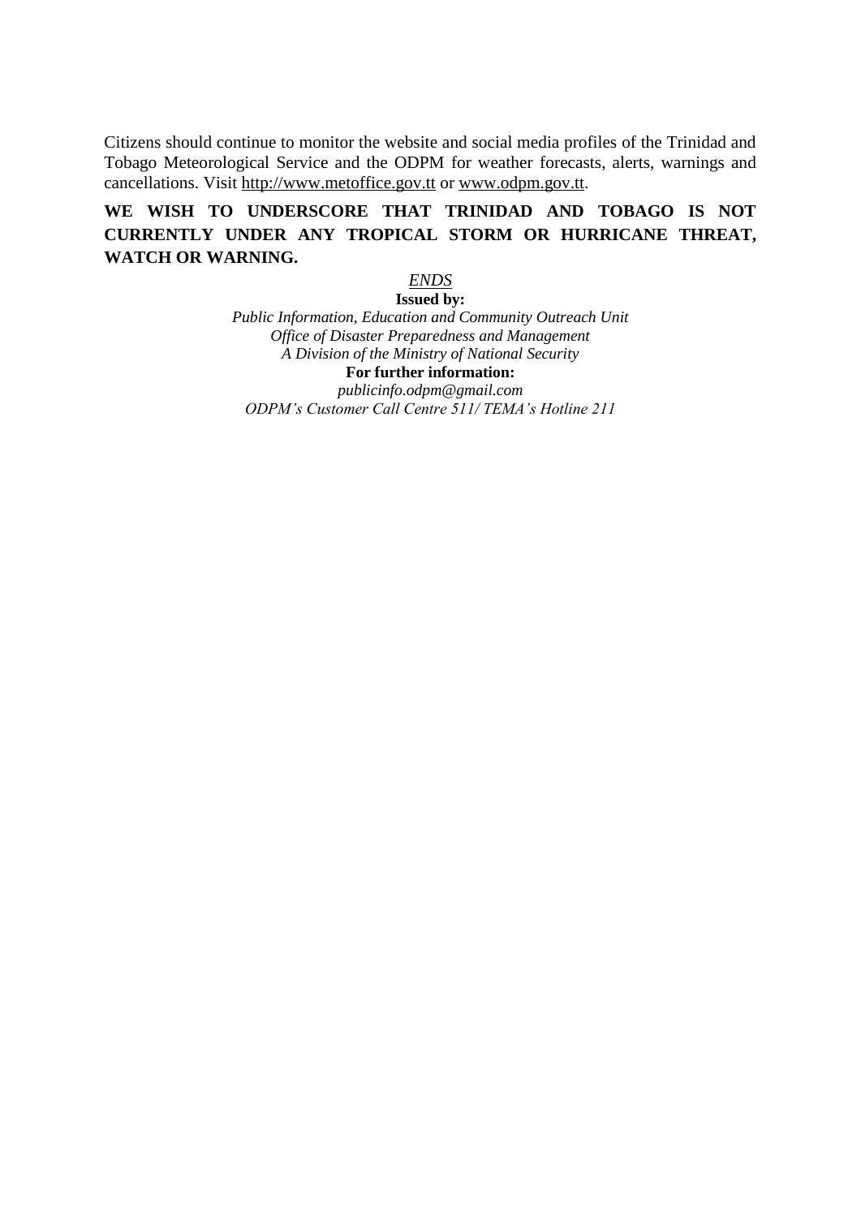Citizens should continue to monitor the website and social media profiles of the Trinidad and Tobago Meteorological Service and the ODPM for weather forecasts, alerts, warnings and cancellations. Visit http://www.metoffice.gov.tt or www.odpm.gov.tt.

**WE WISH TO UNDERSCORE THAT TRINIDAD AND TOBAGO IS NOT CURRENTLY UNDER ANY TROPICAL STORM OR HURRICANE THREAT, WATCH OR WARNING.**

*ENDS*

**Issued by:**

*Public Information, Education and Community Outreach Unit*
*Office of Disaster Preparedness and Management*
*A Division of the Ministry of National Security*

**For further information:**

*publicinfo.odpm@gmail.com*
*ODPM's Customer Call Centre 511/ TEMA's Hotline 211*